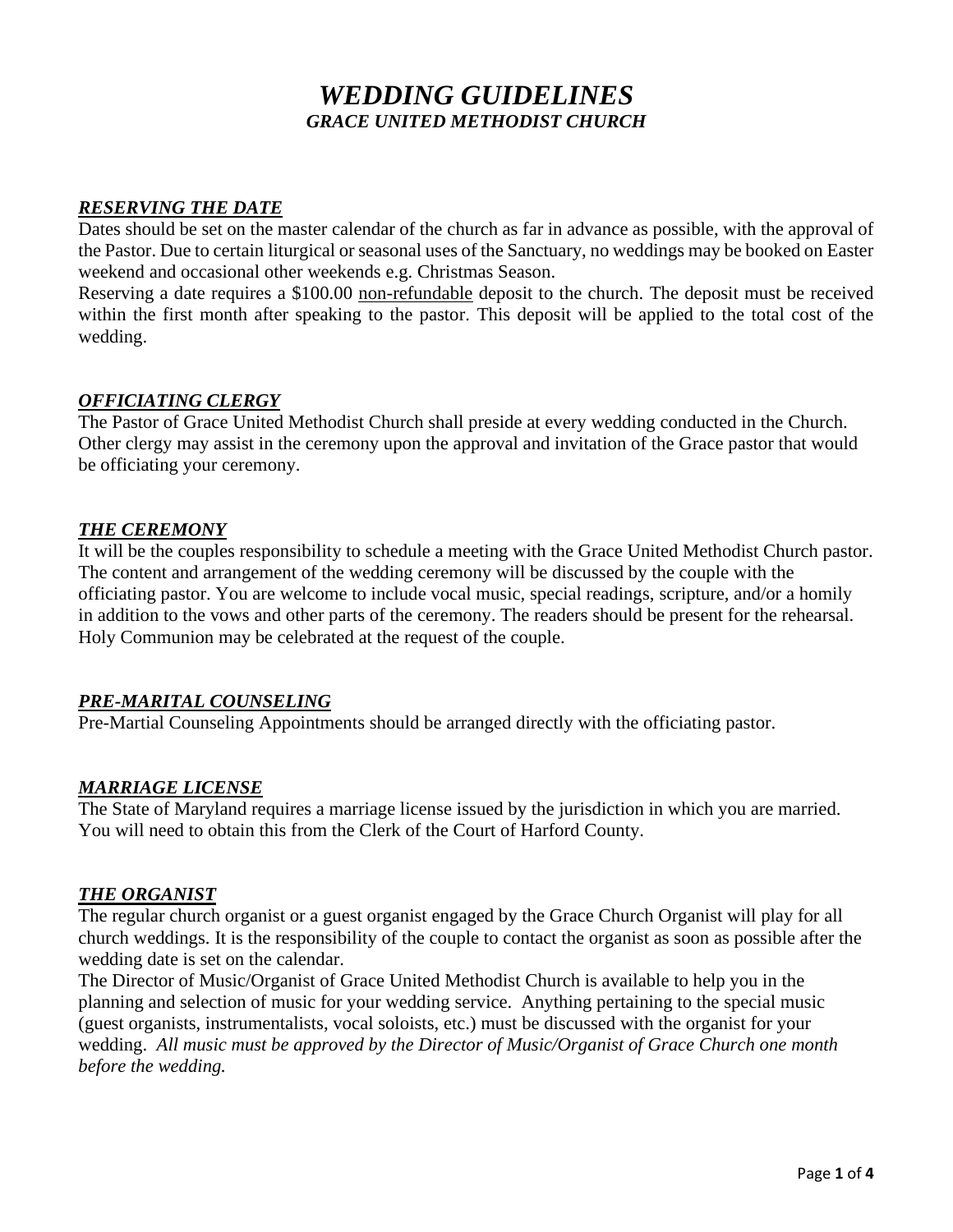# *WEDDING GUIDELINES*
## *GRACE UNITED METHODIST CHURCH*

### ***RESERVING THE DATE***

Dates should be set on the master calendar of the church as far in advance as possible, with the approval of the Pastor. Due to certain liturgical or seasonal uses of the Sanctuary, no weddings may be booked on Easter weekend and occasional other weekends e.g. Christmas Season.

Reserving a date requires a $100.00 <u>non-refundable</u> deposit to the church. The deposit must be received within the first month after speaking to the pastor. This deposit will be applied to the total cost of the wedding.

### ***OFFICIATING CLERGY***

The Pastor of Grace United Methodist Church shall preside at every wedding conducted in the Church. Other clergy may assist in the ceremony upon the approval and invitation of the Grace pastor that would be officiating your ceremony.

### ***THE CEREMONY***

It will be the couples responsibility to schedule a meeting with the Grace United Methodist Church pastor. The content and arrangement of the wedding ceremony will be discussed by the couple with the officiating pastor. You are welcome to include vocal music, special readings, scripture, and/or a homily in addition to the vows and other parts of the ceremony. The readers should be present for the rehearsal. Holy Communion may be celebrated at the request of the couple.

### ***PRE-MARITAL COUNSELING***

Pre-Martial Counseling Appointments should be arranged directly with the officiating pastor.

### ***MARRIAGE LICENSE***

The State of Maryland requires a marriage license issued by the jurisdiction in which you are married. You will need to obtain this from the Clerk of the Court of Harford County.

### ***THE ORGANIST***

The regular church organist or a guest organist engaged by the Grace Church Organist will play for all church weddings. It is the responsibility of the couple to contact the organist as soon as possible after the wedding date is set on the calendar.

The Director of Music/Organist of Grace United Methodist Church is available to help you in the planning and selection of music for your wedding service. Anything pertaining to the special music (guest organists, instrumentalists, vocal soloists, etc.) must be discussed with the organist for your wedding. *All music must be approved by the Director of Music/Organist of Grace Church one month before the wedding.*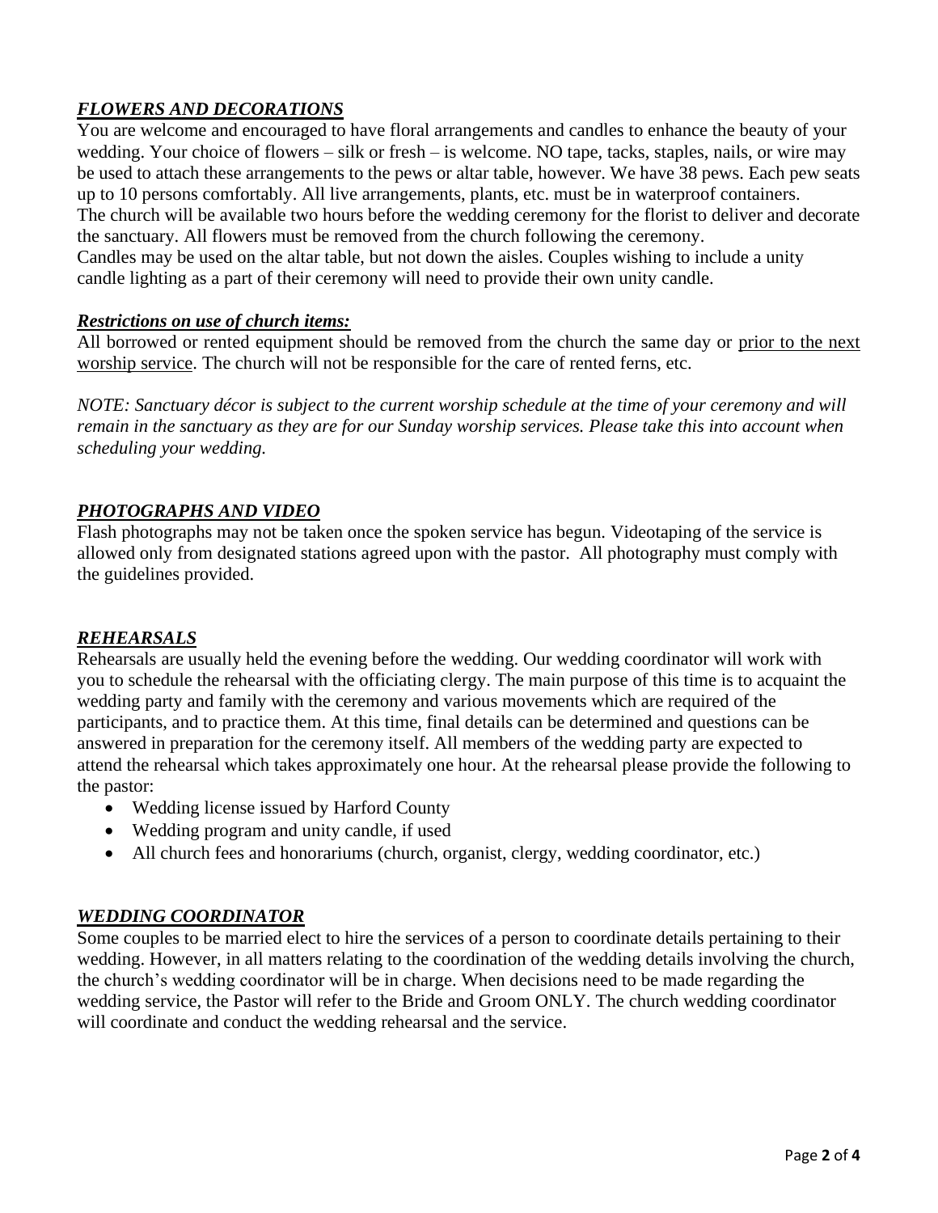## ***FLOWERS AND DECORATIONS***

You are welcome and encouraged to have floral arrangements and candles to enhance the beauty of your wedding. Your choice of flowers – silk or fresh – is welcome. NO tape, tacks, staples, nails, or wire may be used to attach these arrangements to the pews or altar table, however. We have 38 pews. Each pew seats up to 10 persons comfortably. All live arrangements, plants, etc. must be in waterproof containers.
The church will be available two hours before the wedding ceremony for the florist to deliver and decorate the sanctuary. All flowers must be removed from the church following the ceremony.
Candles may be used on the altar table, but not down the aisles. Couples wishing to include a unity candle lighting as a part of their ceremony will need to provide their own unity candle.

### ***Restrictions on use of church items:***

All borrowed or rented equipment should be removed from the church the same day or <u>prior to the next worship service</u>. The church will not be responsible for the care of rented ferns, etc.

*NOTE: Sanctuary décor is subject to the current worship schedule at the time of your ceremony and will remain in the sanctuary as they are for our Sunday worship services. Please take this into account when scheduling your wedding.*

## ***PHOTOGRAPHS AND VIDEO***

Flash photographs may not be taken once the spoken service has begun. Videotaping of the service is allowed only from designated stations agreed upon with the pastor. All photography must comply with the guidelines provided.

## ***REHEARSALS***

Rehearsals are usually held the evening before the wedding. Our wedding coordinator will work with you to schedule the rehearsal with the officiating clergy. The main purpose of this time is to acquaint the wedding party and family with the ceremony and various movements which are required of the participants, and to practice them. At this time, final details can be determined and questions can be answered in preparation for the ceremony itself. All members of the wedding party are expected to attend the rehearsal which takes approximately one hour. At the rehearsal please provide the following to the pastor:

- Wedding license issued by Harford County
- Wedding program and unity candle, if used
- All church fees and honorariums (church, organist, clergy, wedding coordinator, etc.)

## ***WEDDING COORDINATOR***

Some couples to be married elect to hire the services of a person to coordinate details pertaining to their wedding. However, in all matters relating to the coordination of the wedding details involving the church, the church's wedding coordinator will be in charge. When decisions need to be made regarding the wedding service, the Pastor will refer to the Bride and Groom ONLY. The church wedding coordinator will coordinate and conduct the wedding rehearsal and the service.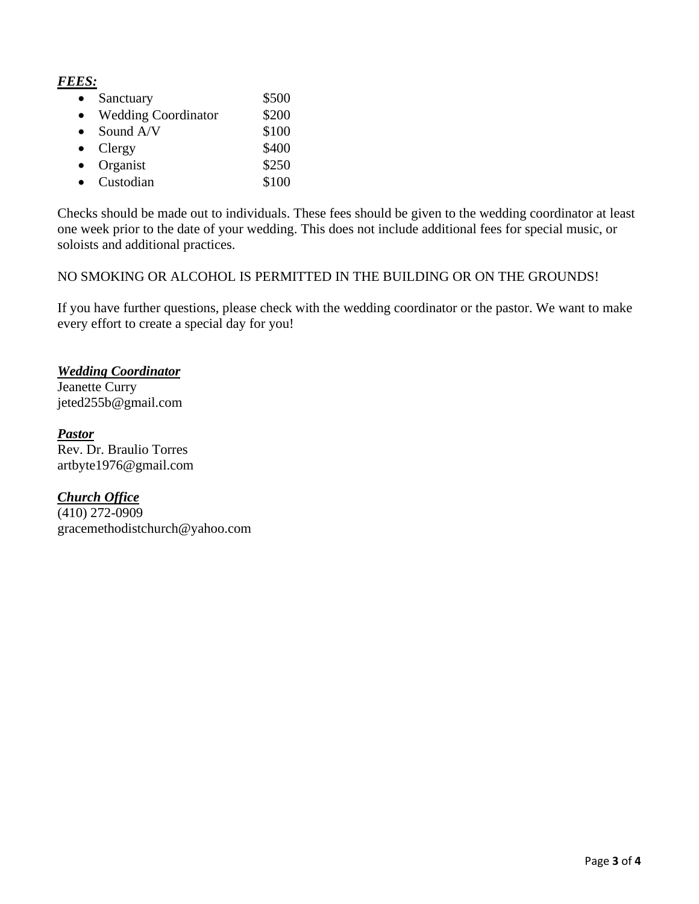***FEES:***

- Sanctuary $500
- Wedding Coordinator $200
- Sound A/V $100
- Clergy $400
- Organist $250
- Custodian $100

Checks should be made out to individuals. These fees should be given to the wedding coordinator at least one week prior to the date of your wedding. This does not include additional fees for special music, or soloists and additional practices.

NO SMOKING OR ALCOHOL IS PERMITTED IN THE BUILDING OR ON THE GROUNDS!

If you have further questions, please check with the wedding coordinator or the pastor. We want to make every effort to create a special day for you!

***Wedding Coordinator***
Jeanette Curry
jeted255b@gmail.com

***Pastor***
Rev. Dr. Braulio Torres
artbyte1976@gmail.com

***Church Office***
(410) 272-0909
gracemethodistchurch@yahoo.com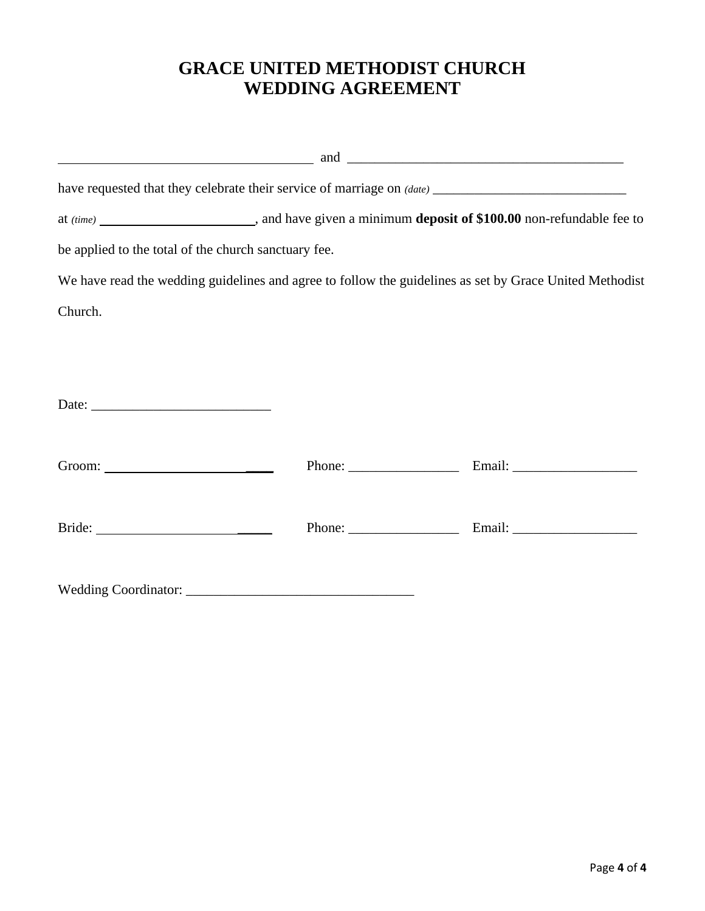# GRACE UNITED METHODIST CHURCH
# WEDDING AGREEMENT

_____________________________________ and ________________________________________

have requested that they celebrate their service of marriage on *(date)* ____________________________

at *(time)* ________________________, and have given a minimum **deposit of $100.00** non-refundable fee to be applied to the total of the church sanctuary fee.

We have read the wedding guidelines and agree to follow the guidelines as set by Grace United Methodist Church.

Date: ___________________________

Groom: _________________________ Phone: ________________ Email: __________________

Bride: __________________________ Phone: ________________ Email: __________________

Wedding Coordinator: _________________________________